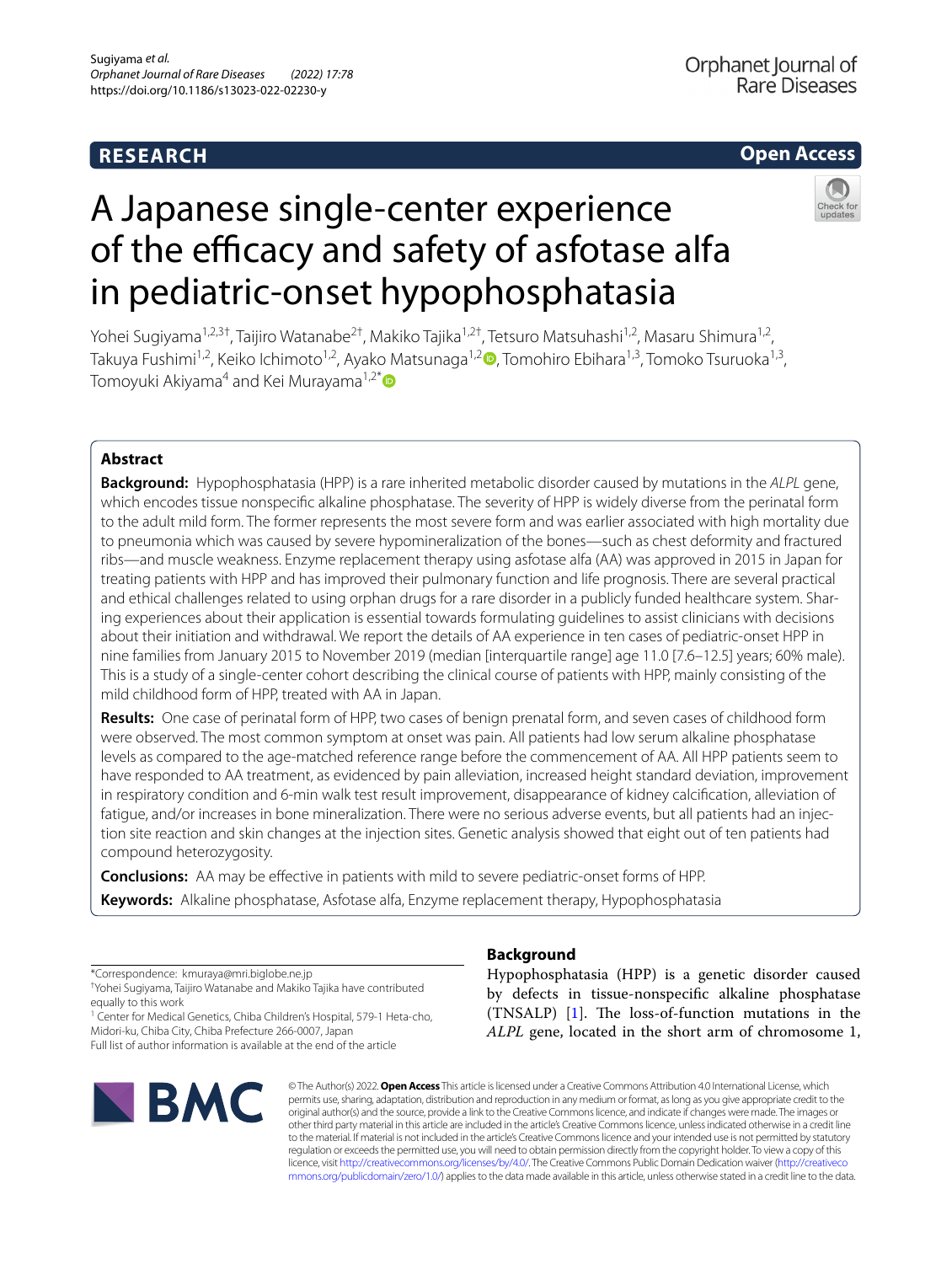RESEARCH

Open Access

# A Japanese single-center experience of the efficacy and safety of asfotase alfa in pediatric-onset hypophosphatasia

Yohei Sugiyama[1,2,3†], Taijiro Watanabe[2†], Makiko Tajika[1,2†], Tetsuro Matsuhashi[1,2], Masaru Shimura[1,2], Takuya Fushimi[1,2], Keiko Ichimoto[1,2], Ayako Matsunaga[1,2], Tomohiro Ebihara[1,3], Tomoko Tsuruoka[1,3], Tomoyuki Akiyama[4] and Kei Murayama[1,2*]

## Abstract

**Background:** Hypophosphatasia (HPP) is a rare inherited metabolic disorder caused by mutations in the *ALPL* gene, which encodes tissue nonspecific alkaline phosphatase. The severity of HPP is widely diverse from the perinatal form to the adult mild form. The former represents the most severe form and was earlier associated with high mortality due to pneumonia which was caused by severe hypomineralization of the bones—such as chest deformity and fractured ribs—and muscle weakness. Enzyme replacement therapy using asfotase alfa (AA) was approved in 2015 in Japan for treating patients with HPP and has improved their pulmonary function and life prognosis. There are several practical and ethical challenges related to using orphan drugs for a rare disorder in a publicly funded healthcare system. Sharing experiences about their application is essential towards formulating guidelines to assist clinicians with decisions about their initiation and withdrawal. We report the details of AA experience in ten cases of pediatric-onset HPP in nine families from January 2015 to November 2019 (median [interquartile range] age 11.0 [7.6–12.5] years; 60% male). This is a study of a single-center cohort describing the clinical course of patients with HPP, mainly consisting of the mild childhood form of HPP, treated with AA in Japan.

**Results:** One case of perinatal form of HPP, two cases of benign prenatal form, and seven cases of childhood form were observed. The most common symptom at onset was pain. All patients had low serum alkaline phosphatase levels as compared to the age-matched reference range before the commencement of AA. All HPP patients seem to have responded to AA treatment, as evidenced by pain alleviation, increased height standard deviation, improvement in respiratory condition and 6-min walk test result improvement, disappearance of kidney calcification, alleviation of fatigue, and/or increases in bone mineralization. There were no serious adverse events, but all patients had an injection site reaction and skin changes at the injection sites. Genetic analysis showed that eight out of ten patients had compound heterozygosity.

**Conclusions:** AA may be effective in patients with mild to severe pediatric-onset forms of HPP.

**Keywords:** Alkaline phosphatase, Asfotase alfa, Enzyme replacement therapy, Hypophosphatasia

*Correspondence: kmuraya@mri.biglobe.ne.jp
†Yohei Sugiyama, Taijiro Watanabe and Makiko Tajika have contributed equally to this work
[1] Center for Medical Genetics, Chiba Children's Hospital, 579-1 Heta-cho, Midori-ku, Chiba City, Chiba Prefecture 266-0007, Japan
Full list of author information is available at the end of the article

## Background

Hypophosphatasia (HPP) is a genetic disorder caused by defects in tissue-nonspecific alkaline phosphatase (TNSALP) [1]. The loss-of-function mutations in the *ALPL* gene, located in the short arm of chromosome 1,

© The Author(s) 2022. **Open Access** This article is licensed under a Creative Commons Attribution 4.0 International License, which permits use, sharing, adaptation, distribution and reproduction in any medium or format, as long as you give appropriate credit to the original author(s) and the source, provide a link to the Creative Commons licence, and indicate if changes were made. The images or other third party material in this article are included in the article's Creative Commons licence, unless indicated otherwise in a credit line to the material. If material is not included in the article's Creative Commons licence and your intended use is not permitted by statutory regulation or exceeds the permitted use, you will need to obtain permission directly from the copyright holder. To view a copy of this licence, visit http://creativecommons.org/licenses/by/4.0/. The Creative Commons Public Domain Dedication waiver (http://creativecommons.org/publicdomain/zero/1.0/) applies to the data made available in this article, unless otherwise stated in a credit line to the data.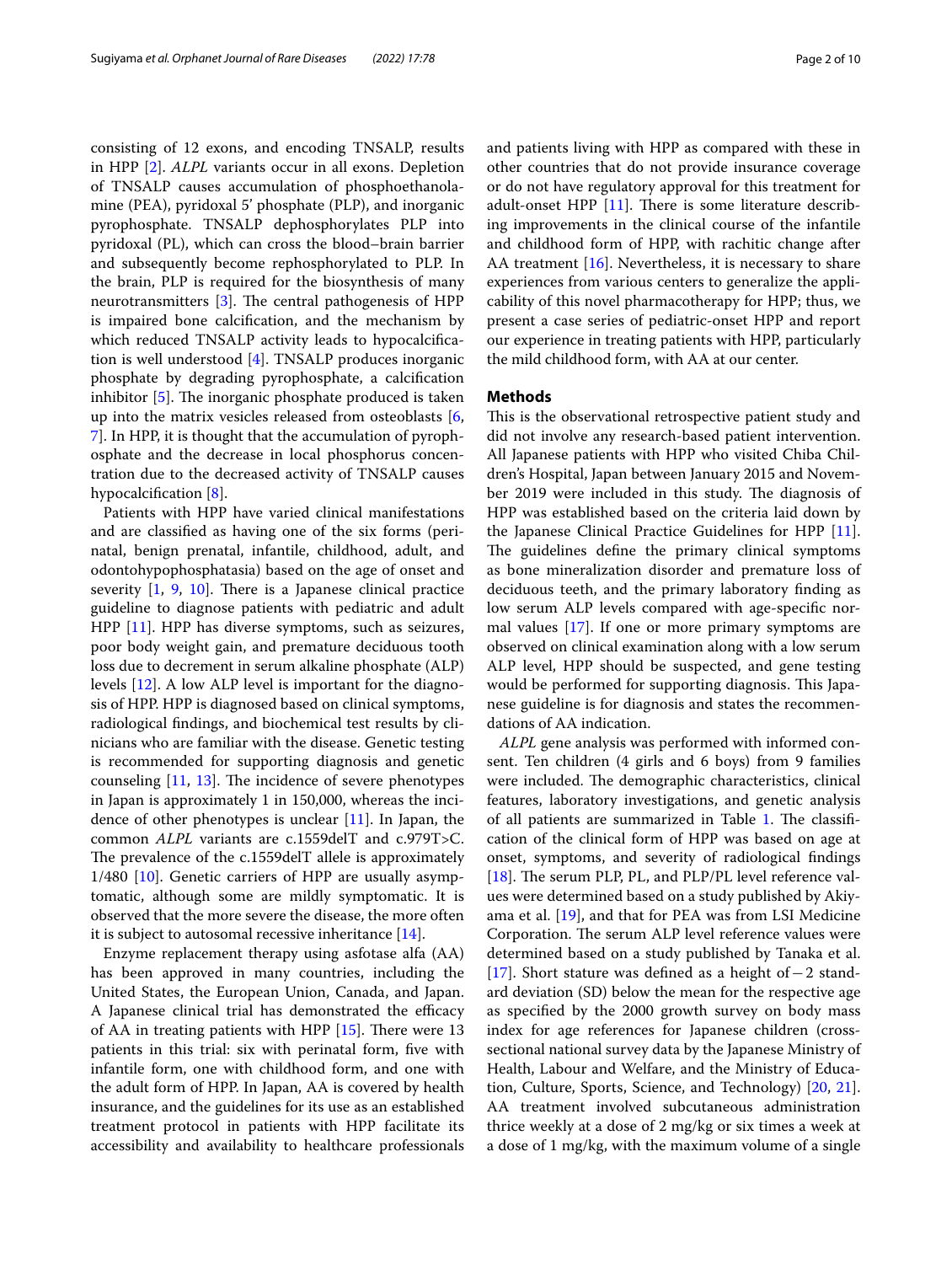consisting of 12 exons, and encoding TNSALP, results in HPP [2]. *ALPL* variants occur in all exons. Depletion of TNSALP causes accumulation of phosphoethanolamine (PEA), pyridoxal 5′ phosphate (PLP), and inorganic pyrophosphate. TNSALP dephosphorylates PLP into pyridoxal (PL), which can cross the blood–brain barrier and subsequently become rephosphorylated to PLP. In the brain, PLP is required for the biosynthesis of many neurotransmitters [3]. The central pathogenesis of HPP is impaired bone calcification, and the mechanism by which reduced TNSALP activity leads to hypocalcification is well understood [4]. TNSALP produces inorganic phosphate by degrading pyrophosphate, a calcification inhibitor [5]. The inorganic phosphate produced is taken up into the matrix vesicles released from osteoblasts [6, 7]. In HPP, it is thought that the accumulation of pyrophosphate and the decrease in local phosphorus concentration due to the decreased activity of TNSALP causes hypocalcification [8].

Patients with HPP have varied clinical manifestations and are classified as having one of the six forms (perinatal, benign prenatal, infantile, childhood, adult, and odontohypophosphatasia) based on the age of onset and severity [1, 9, 10]. There is a Japanese clinical practice guideline to diagnose patients with pediatric and adult HPP [11]. HPP has diverse symptoms, such as seizures, poor body weight gain, and premature deciduous tooth loss due to decrement in serum alkaline phosphate (ALP) levels [12]. A low ALP level is important for the diagnosis of HPP. HPP is diagnosed based on clinical symptoms, radiological findings, and biochemical test results by clinicians who are familiar with the disease. Genetic testing is recommended for supporting diagnosis and genetic counseling [11, 13]. The incidence of severe phenotypes in Japan is approximately 1 in 150,000, whereas the incidence of other phenotypes is unclear [11]. In Japan, the common *ALPL* variants are c.1559delT and c.979T>C. The prevalence of the c.1559delT allele is approximately 1/480 [10]. Genetic carriers of HPP are usually asymptomatic, although some are mildly symptomatic. It is observed that the more severe the disease, the more often it is subject to autosomal recessive inheritance [14].

Enzyme replacement therapy using asfotase alfa (AA) has been approved in many countries, including the United States, the European Union, Canada, and Japan. A Japanese clinical trial has demonstrated the efficacy of AA in treating patients with HPP [15]. There were 13 patients in this trial: six with perinatal form, five with infantile form, one with childhood form, and one with the adult form of HPP. In Japan, AA is covered by health insurance, and the guidelines for its use as an established treatment protocol in patients with HPP facilitate its accessibility and availability to healthcare professionals and patients living with HPP as compared with these in other countries that do not provide insurance coverage or do not have regulatory approval for this treatment for adult-onset HPP [11]. There is some literature describing improvements in the clinical course of the infantile and childhood form of HPP, with rachitic change after AA treatment [16]. Nevertheless, it is necessary to share experiences from various centers to generalize the applicability of this novel pharmacotherapy for HPP; thus, we present a case series of pediatric-onset HPP and report our experience in treating patients with HPP, particularly the mild childhood form, with AA at our center.

## Methods

This is the observational retrospective patient study and did not involve any research-based patient intervention. All Japanese patients with HPP who visited Chiba Children's Hospital, Japan between January 2015 and November 2019 were included in this study. The diagnosis of HPP was established based on the criteria laid down by the Japanese Clinical Practice Guidelines for HPP [11]. The guidelines define the primary clinical symptoms as bone mineralization disorder and premature loss of deciduous teeth, and the primary laboratory finding as low serum ALP levels compared with age-specific normal values [17]. If one or more primary symptoms are observed on clinical examination along with a low serum ALP level, HPP should be suspected, and gene testing would be performed for supporting diagnosis. This Japanese guideline is for diagnosis and states the recommendations of AA indication.

*ALPL* gene analysis was performed with informed consent. Ten children (4 girls and 6 boys) from 9 families were included. The demographic characteristics, clinical features, laboratory investigations, and genetic analysis of all patients are summarized in Table 1. The classification of the clinical form of HPP was based on age at onset, symptoms, and severity of radiological findings [18]. The serum PLP, PL, and PLP/PL level reference values were determined based on a study published by Akiyama et al. [19], and that for PEA was from LSI Medicine Corporation. The serum ALP level reference values were determined based on a study published by Tanaka et al. [17]. Short stature was defined as a height of −2 standard deviation (SD) below the mean for the respective age as specified by the 2000 growth survey on body mass index for age references for Japanese children (cross-sectional national survey data by the Japanese Ministry of Health, Labour and Welfare, and the Ministry of Education, Culture, Sports, Science, and Technology) [20, 21]. AA treatment involved subcutaneous administration thrice weekly at a dose of 2 mg/kg or six times a week at a dose of 1 mg/kg, with the maximum volume of a single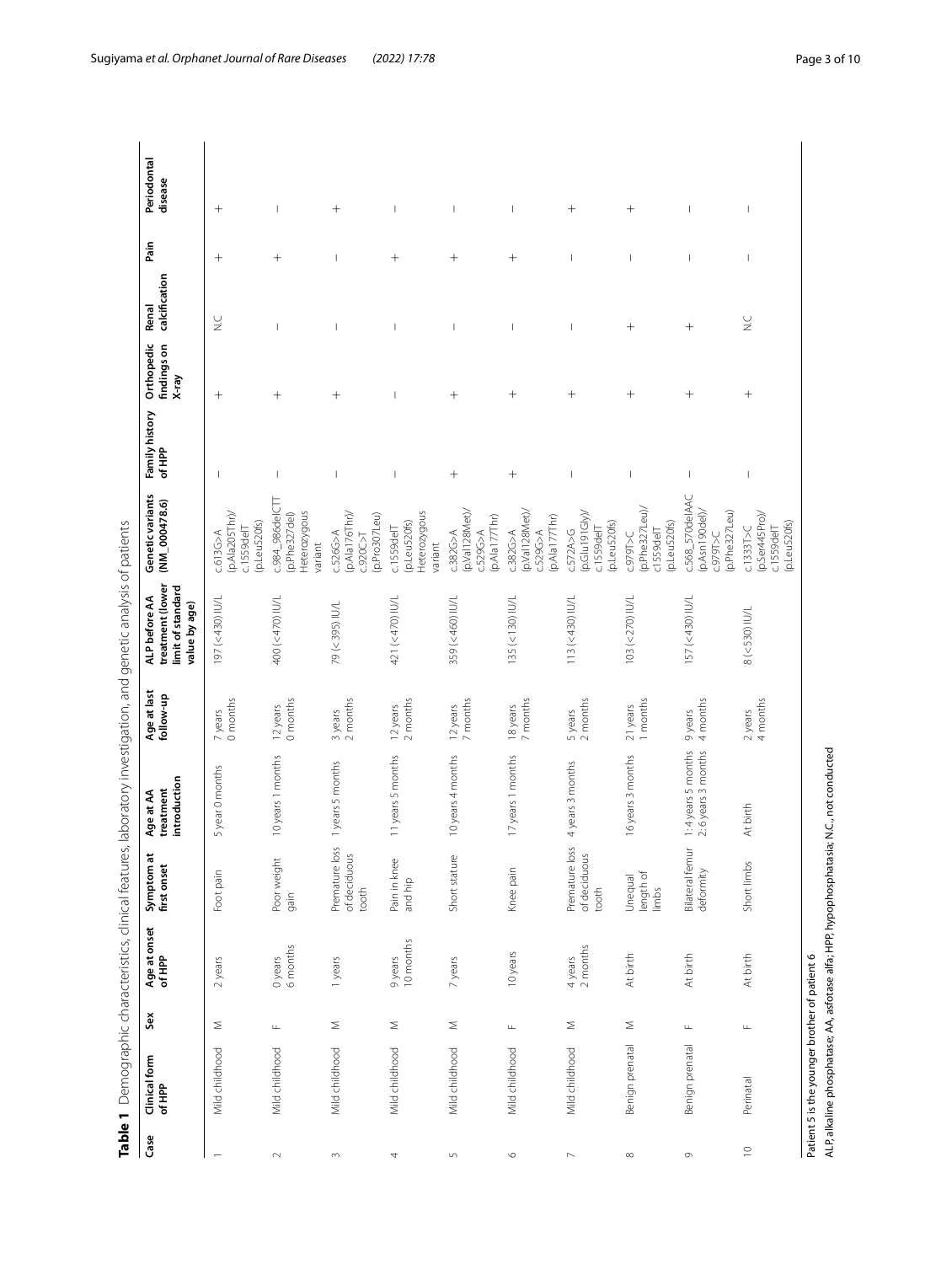**Table 1** Demographic characteristics, clinical features, laboratory investigation, and genetic analysis of patients

| Case | Clinical form of HPP | Sex | Age at onset of HPP | Symptom at first onset | Age at AA treatment introduction | Age at last follow-up | ALP before AA treatment (lower limit of standard value by age) | Genetic variants (NM_000478.6) | Family history of HPP | Orthopedic findings on X-ray | Renal calcification | Pain | Periodontal disease |
|---|---|---|---|---|---|---|---|---|---|---|---|---|---|
| 1 | Mild childhood | M | 2 years | Foot pain | 5 year 0 months | 7 years 0 months | 197 (<430) IU/L | c.613G>A (p.Ala205Thr)/ c.1559delT (p.Leu520fs) | − | + | N.C | + | + |
| 2 | Mild childhood | F | 0 years 6 months | Poor weight gain | 10 years 1 months | 12 years 0 months | 400 (<470) IU/L | c.984_986delCTT (p.Phe327del) Heterozygous variant | − | + | − | + | − |
| 3 | Mild childhood | M | 1 years | Premature loss of deciduous tooth | 1 years 5 months | 3 years 2 months | 79 (<395) IU/L | c.526G>A (p.Ala176Thr)/ c.920C>T (p.Pro307Leu) | − | + | − | − | + |
| 4 | Mild childhood | M | 9 years 10 months | Pain in knee and hip | 11 years 5 months | 12 years 2 months | 421 (<470) IU/L | c.1559delT (p.Leu520fs) Heterozygous variant | − | − | − | + | − |
| 5 | Mild childhood | M | 7 years | Short stature | 10 years 4 months | 12 years 7 months | 359 (<460) IU/L | c.382G>A (p.Val128Met)/ c.529G>A (p.Ala177Thr) | + | + | − | + | − |
| 6 | Mild childhood | F | 10 years | Knee pain | 17 years 1 months | 18 years 7 months | 135 (<130) IU/L | c.382G>A (p.Val128Met)/ c.529G>A (p.Ala177Thr) | + | + | − | + | − |
| 7 | Mild childhood | M | 4 years 2 months | Premature loss of deciduous tooth | 4 years 3 months | 5 years 2 months | 113 (<430) IU/L | c.572A>G (p.Glu191Gly)/ c.1559delT (p.Leu520fs) | − | + | − | − | + |
| 8 | Benign prenatal | M | At birth | Unequal length of limbs | 16 years 3 months | 21 years 1 months | 103 (<270) IU/L | c.979T>C (p.Phe327Leu)/ c1559delT (p.Leu520fs) | − | + | + | − | + |
| 9 | Benign prenatal | F | At birth | Bilateral femur deformity | 1:4 years 5 months 2:6 years 3 months | 9 years 4 months | 157 (<430) IU/L | c.568_570delAAC (p.Asn190del)/ c.979T>C (p.Phe327Leu) | − | + | + | − | − |
| 10 | Perinatal | F | At birth | Short limbs | At birth | 2 years 4 months | 8 (<530) IU/L | c.1333T>C (p.Ser445Pro)/ c.1559delT (p.Leu520fs) | − | + | N.C | − | − |

Patient 5 is the younger brother of patient 6

ALP, alkaline phosphatase; AA, asfotase alfa; HPP, hypophosphatasia; N.C., not conducted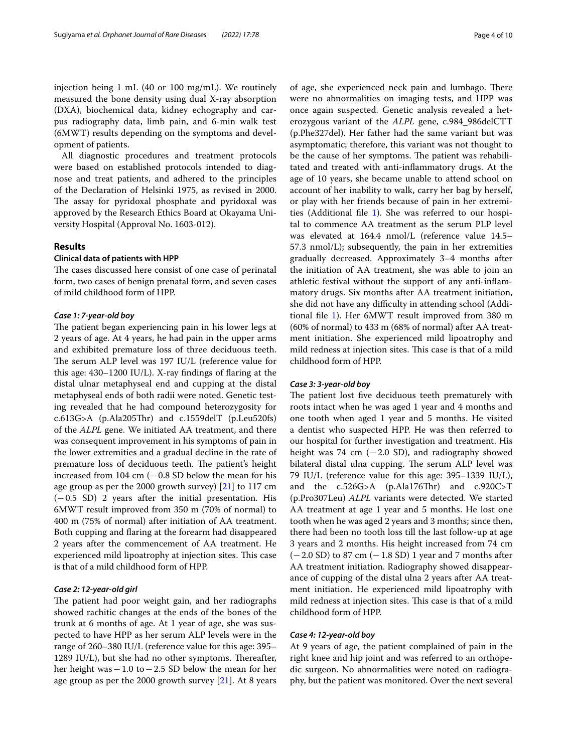injection being 1 mL (40 or 100 mg/mL). We routinely measured the bone density using dual X-ray absorption (DXA), biochemical data, kidney echography and carpus radiography data, limb pain, and 6-min walk test (6MWT) results depending on the symptoms and development of patients.

All diagnostic procedures and treatment protocols were based on established protocols intended to diagnose and treat patients, and adhered to the principles of the Declaration of Helsinki 1975, as revised in 2000. The assay for pyridoxal phosphate and pyridoxal was approved by the Research Ethics Board at Okayama University Hospital (Approval No. 1603-012).

## Results

### Clinical data of patients with HPP

The cases discussed here consist of one case of perinatal form, two cases of benign prenatal form, and seven cases of mild childhood form of HPP.

#### *Case 1: 7-year-old boy*

The patient began experiencing pain in his lower legs at 2 years of age. At 4 years, he had pain in the upper arms and exhibited premature loss of three deciduous teeth. The serum ALP level was 197 IU/L (reference value for this age: 430–1200 IU/L). X-ray findings of flaring at the distal ulnar metaphyseal end and cupping at the distal metaphyseal ends of both radii were noted. Genetic testing revealed that he had compound heterozygosity for c.613G>A (p.Ala205Thr) and c.1559delT (p.Leu520fs) of the *ALPL* gene. We initiated AA treatment, and there was consequent improvement in his symptoms of pain in the lower extremities and a gradual decline in the rate of premature loss of deciduous teeth. The patient's height increased from 104 cm (−0.8 SD below the mean for his age group as per the 2000 growth survey) [21] to 117 cm (−0.5 SD) 2 years after the initial presentation. His 6MWT result improved from 350 m (70% of normal) to 400 m (75% of normal) after initiation of AA treatment. Both cupping and flaring at the forearm had disappeared 2 years after the commencement of AA treatment. He experienced mild lipoatrophy at injection sites. This case is that of a mild childhood form of HPP.

#### *Case 2: 12-year-old girl*

The patient had poor weight gain, and her radiographs showed rachitic changes at the ends of the bones of the trunk at 6 months of age. At 1 year of age, she was suspected to have HPP as her serum ALP levels were in the range of 260–380 IU/L (reference value for this age: 395–1289 IU/L), but she had no other symptoms. Thereafter, her height was −1.0 to −2.5 SD below the mean for her age group as per the 2000 growth survey [21]. At 8 years of age, she experienced neck pain and lumbago. There were no abnormalities on imaging tests, and HPP was once again suspected. Genetic analysis revealed a heterozygous variant of the *ALPL* gene, c.984_986delCTT (p.Phe327del). Her father had the same variant but was asymptomatic; therefore, this variant was not thought to be the cause of her symptoms. The patient was rehabilitated and treated with anti-inflammatory drugs. At the age of 10 years, she became unable to attend school on account of her inability to walk, carry her bag by herself, or play with her friends because of pain in her extremities (Additional file 1). She was referred to our hospital to commence AA treatment as the serum PLP level was elevated at 164.4 nmol/L (reference value 14.5–57.3 nmol/L); subsequently, the pain in her extremities gradually decreased. Approximately 3–4 months after the initiation of AA treatment, she was able to join an athletic festival without the support of any anti-inflammatory drugs. Six months after AA treatment initiation, she did not have any difficulty in attending school (Additional file 1). Her 6MWT result improved from 380 m (60% of normal) to 433 m (68% of normal) after AA treatment initiation. She experienced mild lipoatrophy and mild redness at injection sites. This case is that of a mild childhood form of HPP.

#### *Case 3: 3-year-old boy*

The patient lost five deciduous teeth prematurely with roots intact when he was aged 1 year and 4 months and one tooth when aged 1 year and 5 months. He visited a dentist who suspected HPP. He was then referred to our hospital for further investigation and treatment. His height was 74 cm (−2.0 SD), and radiography showed bilateral distal ulna cupping. The serum ALP level was 79 IU/L (reference value for this age: 395–1339 IU/L), and the c.526G>A (p.Ala176Thr) and c.920C>T (p.Pro307Leu) *ALPL* variants were detected. We started AA treatment at age 1 year and 5 months. He lost one tooth when he was aged 2 years and 3 months; since then, there had been no tooth loss till the last follow-up at age 3 years and 2 months. His height increased from 74 cm (−2.0 SD) to 87 cm (−1.8 SD) 1 year and 7 months after AA treatment initiation. Radiography showed disappearance of cupping of the distal ulna 2 years after AA treatment initiation. He experienced mild lipoatrophy with mild redness at injection sites. This case is that of a mild childhood form of HPP.

#### *Case 4: 12-year-old boy*

At 9 years of age, the patient complained of pain in the right knee and hip joint and was referred to an orthopedic surgeon. No abnormalities were noted on radiography, but the patient was monitored. Over the next several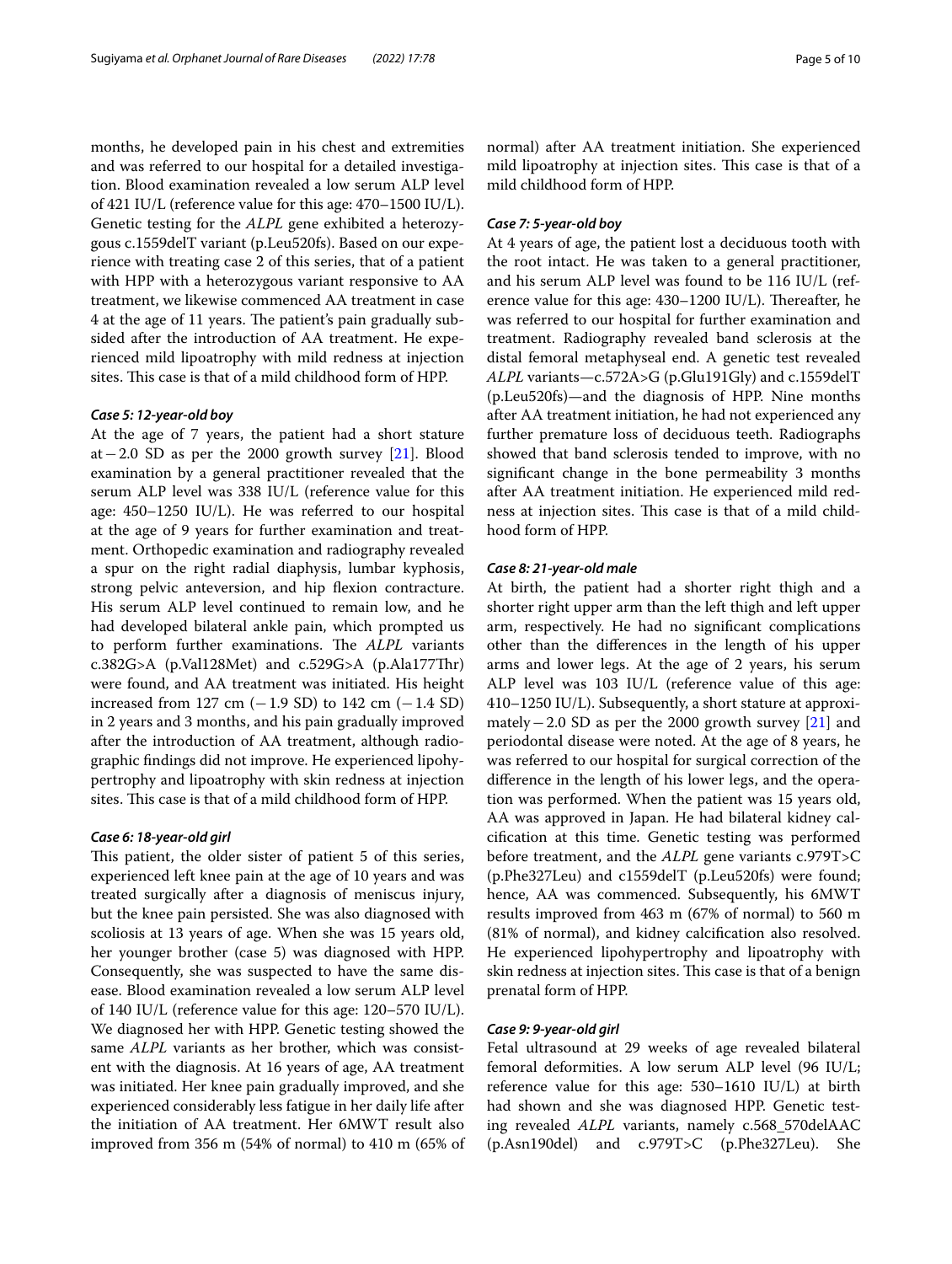months, he developed pain in his chest and extremities and was referred to our hospital for a detailed investigation. Blood examination revealed a low serum ALP level of 421 IU/L (reference value for this age: 470–1500 IU/L). Genetic testing for the *ALPL* gene exhibited a heterozygous c.1559delT variant (p.Leu520fs). Based on our experience with treating case 2 of this series, that of a patient with HPP with a heterozygous variant responsive to AA treatment, we likewise commenced AA treatment in case 4 at the age of 11 years. The patient's pain gradually subsided after the introduction of AA treatment. He experienced mild lipoatrophy with mild redness at injection sites. This case is that of a mild childhood form of HPP.

#### *Case 5: 12-year-old boy*

At the age of 7 years, the patient had a short stature at − 2.0 SD as per the 2000 growth survey [21]. Blood examination by a general practitioner revealed that the serum ALP level was 338 IU/L (reference value for this age: 450–1250 IU/L). He was referred to our hospital at the age of 9 years for further examination and treatment. Orthopedic examination and radiography revealed a spur on the right radial diaphysis, lumbar kyphosis, strong pelvic anteversion, and hip flexion contracture. His serum ALP level continued to remain low, and he had developed bilateral ankle pain, which prompted us to perform further examinations. The *ALPL* variants c.382G>A (p.Val128Met) and c.529G>A (p.Ala177Thr) were found, and AA treatment was initiated. His height increased from 127 cm (− 1.9 SD) to 142 cm (− 1.4 SD) in 2 years and 3 months, and his pain gradually improved after the introduction of AA treatment, although radiographic findings did not improve. He experienced lipohypertrophy and lipoatrophy with skin redness at injection sites. This case is that of a mild childhood form of HPP.

#### *Case 6: 18-year-old girl*

This patient, the older sister of patient 5 of this series, experienced left knee pain at the age of 10 years and was treated surgically after a diagnosis of meniscus injury, but the knee pain persisted. She was also diagnosed with scoliosis at 13 years of age. When she was 15 years old, her younger brother (case 5) was diagnosed with HPP. Consequently, she was suspected to have the same disease. Blood examination revealed a low serum ALP level of 140 IU/L (reference value for this age: 120–570 IU/L). We diagnosed her with HPP. Genetic testing showed the same *ALPL* variants as her brother, which was consistent with the diagnosis. At 16 years of age, AA treatment was initiated. Her knee pain gradually improved, and she experienced considerably less fatigue in her daily life after the initiation of AA treatment. Her 6MWT result also improved from 356 m (54% of normal) to 410 m (65% of normal) after AA treatment initiation. She experienced mild lipoatrophy at injection sites. This case is that of a mild childhood form of HPP.

#### *Case 7: 5-year-old boy*

At 4 years of age, the patient lost a deciduous tooth with the root intact. He was taken to a general practitioner, and his serum ALP level was found to be 116 IU/L (reference value for this age: 430–1200 IU/L). Thereafter, he was referred to our hospital for further examination and treatment. Radiography revealed band sclerosis at the distal femoral metaphyseal end. A genetic test revealed *ALPL* variants—c.572A>G (p.Glu191Gly) and c.1559delT (p.Leu520fs)—and the diagnosis of HPP. Nine months after AA treatment initiation, he had not experienced any further premature loss of deciduous teeth. Radiographs showed that band sclerosis tended to improve, with no significant change in the bone permeability 3 months after AA treatment initiation. He experienced mild redness at injection sites. This case is that of a mild childhood form of HPP.

#### *Case 8: 21-year-old male*

At birth, the patient had a shorter right thigh and a shorter right upper arm than the left thigh and left upper arm, respectively. He had no significant complications other than the differences in the length of his upper arms and lower legs. At the age of 2 years, his serum ALP level was 103 IU/L (reference value of this age: 410–1250 IU/L). Subsequently, a short stature at approximately − 2.0 SD as per the 2000 growth survey [21] and periodontal disease were noted. At the age of 8 years, he was referred to our hospital for surgical correction of the difference in the length of his lower legs, and the operation was performed. When the patient was 15 years old, AA was approved in Japan. He had bilateral kidney calcification at this time. Genetic testing was performed before treatment, and the *ALPL* gene variants c.979T>C (p.Phe327Leu) and c1559delT (p.Leu520fs) were found; hence, AA was commenced. Subsequently, his 6MWT results improved from 463 m (67% of normal) to 560 m (81% of normal), and kidney calcification also resolved. He experienced lipohypertrophy and lipoatrophy with skin redness at injection sites. This case is that of a benign prenatal form of HPP.

#### *Case 9: 9-year-old girl*

Fetal ultrasound at 29 weeks of age revealed bilateral femoral deformities. A low serum ALP level (96 IU/L; reference value for this age: 530–1610 IU/L) at birth had shown and she was diagnosed HPP. Genetic testing revealed *ALPL* variants, namely c.568_570delAAC (p.Asn190del) and c.979T>C (p.Phe327Leu). She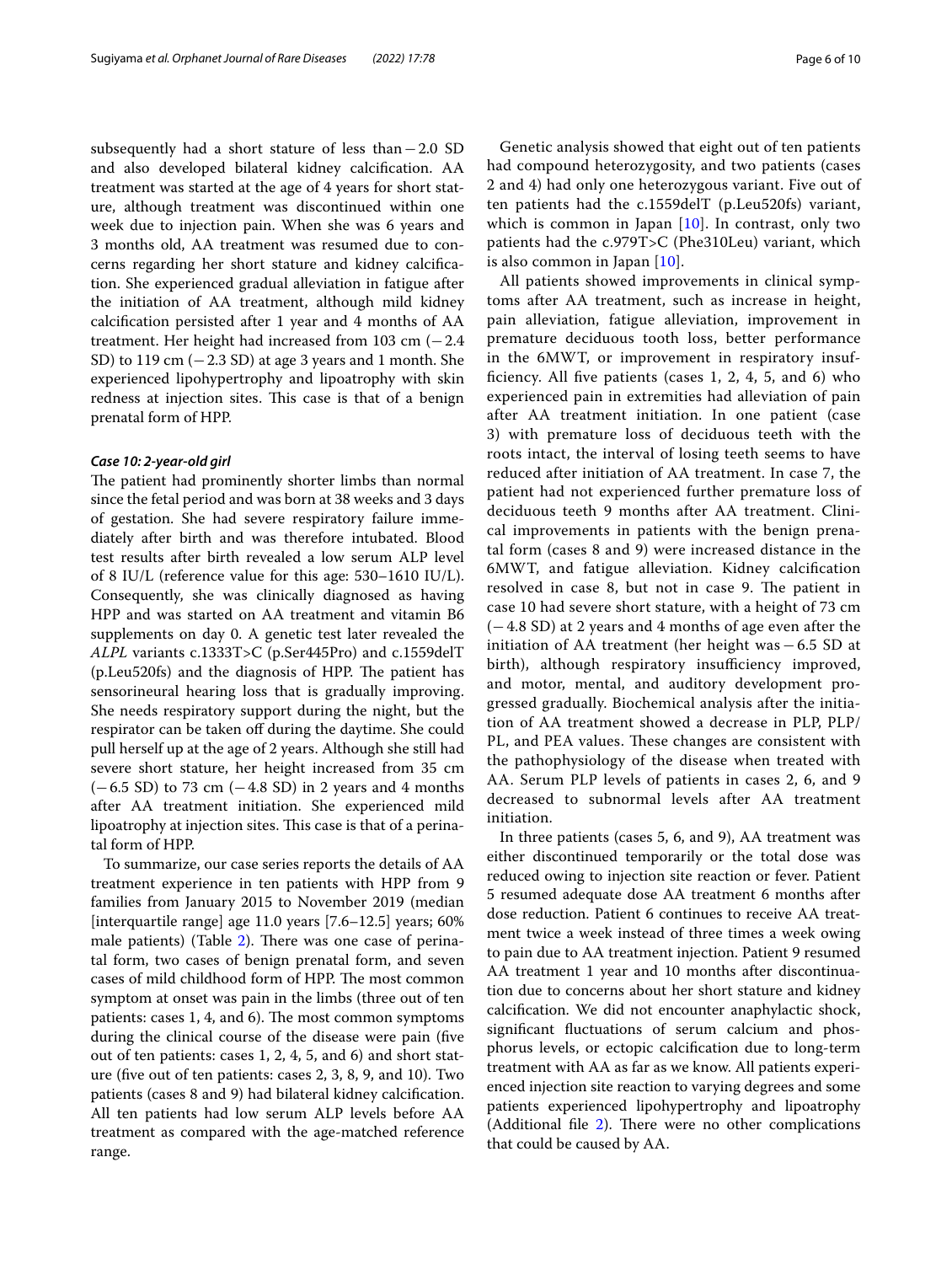subsequently had a short stature of less than −2.0 SD and also developed bilateral kidney calcification. AA treatment was started at the age of 4 years for short stature, although treatment was discontinued within one week due to injection pain. When she was 6 years and 3 months old, AA treatment was resumed due to concerns regarding her short stature and kidney calcification. She experienced gradual alleviation in fatigue after the initiation of AA treatment, although mild kidney calcification persisted after 1 year and 4 months of AA treatment. Her height had increased from 103 cm (−2.4 SD) to 119 cm (−2.3 SD) at age 3 years and 1 month. She experienced lipohypertrophy and lipoatrophy with skin redness at injection sites. This case is that of a benign prenatal form of HPP.

#### *Case 10: 2-year-old girl*

The patient had prominently shorter limbs than normal since the fetal period and was born at 38 weeks and 3 days of gestation. She had severe respiratory failure immediately after birth and was therefore intubated. Blood test results after birth revealed a low serum ALP level of 8 IU/L (reference value for this age: 530–1610 IU/L). Consequently, she was clinically diagnosed as having HPP and was started on AA treatment and vitamin B6 supplements on day 0. A genetic test later revealed the *ALPL* variants c.1333T>C (p.Ser445Pro) and c.1559delT (p.Leu520fs) and the diagnosis of HPP. The patient has sensorineural hearing loss that is gradually improving. She needs respiratory support during the night, but the respirator can be taken off during the daytime. She could pull herself up at the age of 2 years. Although she still had severe short stature, her height increased from 35 cm (−6.5 SD) to 73 cm (−4.8 SD) in 2 years and 4 months after AA treatment initiation. She experienced mild lipoatrophy at injection sites. This case is that of a perinatal form of HPP.

To summarize, our case series reports the details of AA treatment experience in ten patients with HPP from 9 families from January 2015 to November 2019 (median [interquartile range] age 11.0 years [7.6–12.5] years; 60% male patients) (Table 2). There was one case of perinatal form, two cases of benign prenatal form, and seven cases of mild childhood form of HPP. The most common symptom at onset was pain in the limbs (three out of ten patients: cases 1, 4, and 6). The most common symptoms during the clinical course of the disease were pain (five out of ten patients: cases 1, 2, 4, 5, and 6) and short stature (five out of ten patients: cases 2, 3, 8, 9, and 10). Two patients (cases 8 and 9) had bilateral kidney calcification. All ten patients had low serum ALP levels before AA treatment as compared with the age-matched reference range.

Genetic analysis showed that eight out of ten patients had compound heterozygosity, and two patients (cases 2 and 4) had only one heterozygous variant. Five out of ten patients had the c.1559delT (p.Leu520fs) variant, which is common in Japan [10]. In contrast, only two patients had the c.979T>C (Phe310Leu) variant, which is also common in Japan [10].

All patients showed improvements in clinical symptoms after AA treatment, such as increase in height, pain alleviation, fatigue alleviation, improvement in premature deciduous tooth loss, better performance in the 6MWT, or improvement in respiratory insufficiency. All five patients (cases 1, 2, 4, 5, and 6) who experienced pain in extremities had alleviation of pain after AA treatment initiation. In one patient (case 3) with premature loss of deciduous teeth with the roots intact, the interval of losing teeth seems to have reduced after initiation of AA treatment. In case 7, the patient had not experienced further premature loss of deciduous teeth 9 months after AA treatment. Clinical improvements in patients with the benign prenatal form (cases 8 and 9) were increased distance in the 6MWT, and fatigue alleviation. Kidney calcification resolved in case 8, but not in case 9. The patient in case 10 had severe short stature, with a height of 73 cm (−4.8 SD) at 2 years and 4 months of age even after the initiation of AA treatment (her height was −6.5 SD at birth), although respiratory insufficiency improved, and motor, mental, and auditory development progressed gradually. Biochemical analysis after the initiation of AA treatment showed a decrease in PLP, PLP/PL, and PEA values. These changes are consistent with the pathophysiology of the disease when treated with AA. Serum PLP levels of patients in cases 2, 6, and 9 decreased to subnormal levels after AA treatment initiation.

In three patients (cases 5, 6, and 9), AA treatment was either discontinued temporarily or the total dose was reduced owing to injection site reaction or fever. Patient 5 resumed adequate dose AA treatment 6 months after dose reduction. Patient 6 continues to receive AA treatment twice a week instead of three times a week owing to pain due to AA treatment injection. Patient 9 resumed AA treatment 1 year and 10 months after discontinuation due to concerns about her short stature and kidney calcification. We did not encounter anaphylactic shock, significant fluctuations of serum calcium and phosphorus levels, or ectopic calcification due to long-term treatment with AA as far as we know. All patients experienced injection site reaction to varying degrees and some patients experienced lipohypertrophy and lipoatrophy (Additional file 2). There were no other complications that could be caused by AA.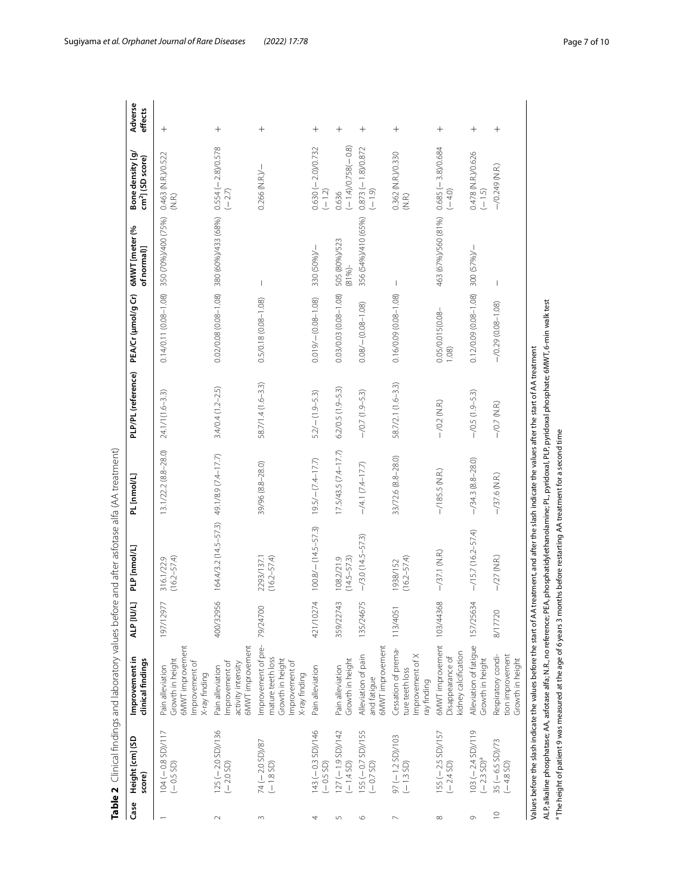**Table 2** Clinical findings and laboratory values before and after asfotase alfa (AA treatment)

| Case | Height [cm] (SD score) | Improvement in clinical findings | ALP [IU/L] | PLP [nmol/L] | PL [nmol/L] | PLP/PL (reference) | PEA/Cr (μmol/g Cr) | 6MWT [meter (% of normal)] | Bone density [g/cm²] (SD score) | Adverse effects |
|---|---|---|---|---|---|---|---|---|---|---|
| 1 | 104 (− 0.8 SD)/117 (− 0.5 SD) | Pain alleviation<br>Growth in height<br>6MWT improvement<br>Improvement of X-ray finding | 197/12977 | 316.1/22.9 (16.2–57.4) | 13.1/22.2 (8.8–28.0) | 24.1/1(1.6–3.3) | 0.14/0.11 (0.08–1.08) | 350 (70%)/400 (75%) | 0.463 (N.R.)/0.522 (N.R.) | + |
| 2 | 125 (− 2.0 SD)/136 (− 2.0 SD) | Pain alleviation<br>Improvement of activity intensity<br>6MWT improvement | 400/32956 | 164.4/3.2 (14.5–57.3) | 49.1/8.9 (7.4–17.7) | 3.4/0.4 (1.2–2.5) | 0.02/0.08 (0.08–1.08) | 380 (60%)/433 (68%) | 0.554 (− 2.8)/0.578 (− 2.7) | + |
| 3 | 74 (− 2.0 SD)/87 (− 1.8 SD) | Improvement of premature teeth loss<br>Growth in height<br>Improvement of X-ray finding | 79/24700 | 2293/137.1 (16.2–57.4) | 39/96 (8.8–28.0) | 58.7/1.4 (1.6–3.3) | 0.5/0.18 (0.08–1.08) | – | 0.266 (N.R.)/– | + |
| 4 | 143 (− 0.3 SD)/146 (− 0.5 SD) | Pain alleviation | 421/10274 | 100.8/– (14.5–57.3) | 19.5/– (7.4–17.7) | 5.2/– (1.9–5.3) | 0.019/– (0.08–1.08) | 330 (50%)/– | 0.630 (− 2.0)/0.732 (− 1.2) | + |
| 5 | 127 (− 1.9 SD)/142 (− 1.4 SD) | Pain alleviation<br>Growth in height | 359/22743 | 108.2/21.9 (14.5–57.3) | 17.5/43.5 (7.4–17.7) | 6.2/0.5 (1.9–5.3) | 0.03/0.03 (0.08–1.08) | 505 (80%)/523 (81%)- | 0.636 (− 1.4)/0.758(− 0.8) | + |
| 6 | 155 (− 0.7 SD)/155 (− 0.7 SD) | Alleviation of pain and fatigue<br>6MWT improvement | 135/24675 | –/3.0 (14.5–57.3) | –/4.1 (7.4–17.7) | –/0.7 (1.9–5.3) | 0.08/– (0.08–1.08) | 356 (54%)/410 (65%) | 0.873 (− 1.8)/0.872 (− 1.9) | + |
| 7 | 97 (− 1.2 SD)/103 (− 1.3 SD) | Cessation of premature teeth loss<br>Improvement of X ray finding | 113/4051 | 1938/152 (16.2–57.4) | 33/72.6 (8.8–28.0) | 58.7/2.1 (1.6–3.3) | 0.16/0.09 (0.08–1.08) | – | 0.362 (N.R.)/0.330 (N.R.) | + |
| 8 | 155 (− 2.5 SD)/157 (− 2.4 SD) | 6MWT improvement<br>Disappearance of kidney calcification | 103/44368 | –/37.1 (N.R.) | –/185.5 (N.R.) | –/0.2 (N.R.) | 0.05/0.015(0.08–1.08) | 463 (67%)/560 (81%) | 0.685 (− 3.8)/0.684 (− 4.0) | + |
| 9 | 103 (− 2.4 SD)/119 (− 2.3 SD)[a] | Alleviation of fatigue<br>Growth in height | 157/25634 | –/15.7 (16.2–57.4) | –/34.3 (8.8–28.0) | –/0.5 (1.9–5.3) | 0.12/0.09 (0.08–1.08) | 300 (57%)/– | 0.478 (N.R.)/0.626 (− 1.5) | + |
| 10 | 35 (− 6.5 SD)/73 (− 4.8 SD) | Respiratory condition improvement<br>Growth in height | 8/17720 | –/27 (N.R.) | –/37.6 (N.R.) | –/0.7 (N.R.) | –/0.29 (0.08–1.08) | – | –/0.249 (N.R.) | + |

Values before the slash indicate the values before the start of AA treatment, and after the slash indicate the values after the start of AA treatment

ALP, alkaline phosphatase; AA, asfotase alfa; N.R., no reference; PEA, phosphatidylethanolamine; PL, pyridoxal; PLP, pyridoxal phosphate; 6MWT, 6-min walk test

[a] The height of patient 9 was measured at the age of 6 years 3 months before restarting AA treatment for a second time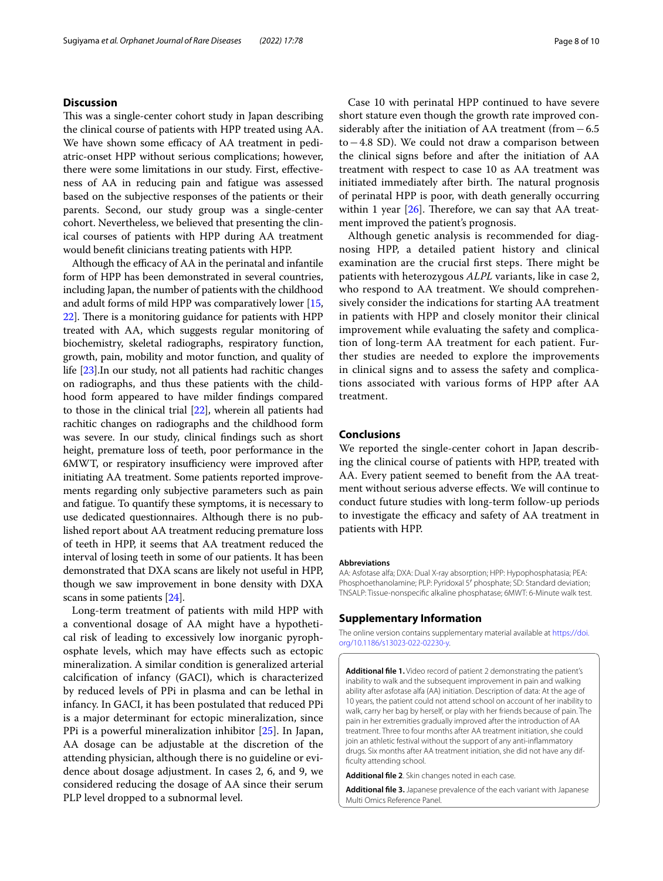## Discussion

This was a single-center cohort study in Japan describing the clinical course of patients with HPP treated using AA. We have shown some efficacy of AA treatment in pediatric-onset HPP without serious complications; however, there were some limitations in our study. First, effectiveness of AA in reducing pain and fatigue was assessed based on the subjective responses of the patients or their parents. Second, our study group was a single-center cohort. Nevertheless, we believed that presenting the clinical courses of patients with HPP during AA treatment would benefit clinicians treating patients with HPP.

Although the efficacy of AA in the perinatal and infantile form of HPP has been demonstrated in several countries, including Japan, the number of patients with the childhood and adult forms of mild HPP was comparatively lower [15, 22]. There is a monitoring guidance for patients with HPP treated with AA, which suggests regular monitoring of biochemistry, skeletal radiographs, respiratory function, growth, pain, mobility and motor function, and quality of life [23].In our study, not all patients had rachitic changes on radiographs, and thus these patients with the childhood form appeared to have milder findings compared to those in the clinical trial [22], wherein all patients had rachitic changes on radiographs and the childhood form was severe. In our study, clinical findings such as short height, premature loss of teeth, poor performance in the 6MWT, or respiratory insufficiency were improved after initiating AA treatment. Some patients reported improvements regarding only subjective parameters such as pain and fatigue. To quantify these symptoms, it is necessary to use dedicated questionnaires. Although there is no published report about AA treatment reducing premature loss of teeth in HPP, it seems that AA treatment reduced the interval of losing teeth in some of our patients. It has been demonstrated that DXA scans are likely not useful in HPP, though we saw improvement in bone density with DXA scans in some patients [24].

Long-term treatment of patients with mild HPP with a conventional dosage of AA might have a hypothetical risk of leading to excessively low inorganic pyrophosphate levels, which may have effects such as ectopic mineralization. A similar condition is generalized arterial calcification of infancy (GACI), which is characterized by reduced levels of PPi in plasma and can be lethal in infancy. In GACI, it has been postulated that reduced PPi is a major determinant for ectopic mineralization, since PPi is a powerful mineralization inhibitor [25]. In Japan, AA dosage can be adjustable at the discretion of the attending physician, although there is no guideline or evidence about dosage adjustment. In cases 2, 6, and 9, we considered reducing the dosage of AA since their serum PLP level dropped to a subnormal level.

Case 10 with perinatal HPP continued to have severe short stature even though the growth rate improved considerably after the initiation of AA treatment (from −6.5 to −4.8 SD). We could not draw a comparison between the clinical signs before and after the initiation of AA treatment with respect to case 10 as AA treatment was initiated immediately after birth. The natural prognosis of perinatal HPP is poor, with death generally occurring within 1 year [26]. Therefore, we can say that AA treatment improved the patient's prognosis.

Although genetic analysis is recommended for diagnosing HPP, a detailed patient history and clinical examination are the crucial first steps. There might be patients with heterozygous *ALPL* variants, like in case 2, who respond to AA treatment. We should comprehensively consider the indications for starting AA treatment in patients with HPP and closely monitor their clinical improvement while evaluating the safety and complication of long-term AA treatment for each patient. Further studies are needed to explore the improvements in clinical signs and to assess the safety and complications associated with various forms of HPP after AA treatment.

## Conclusions

We reported the single-center cohort in Japan describing the clinical course of patients with HPP, treated with AA. Every patient seemed to benefit from the AA treatment without serious adverse effects. We will continue to conduct future studies with long-term follow-up periods to investigate the efficacy and safety of AA treatment in patients with HPP.

#### Abbreviations

AA: Asfotase alfa; DXA: Dual X-ray absorption; HPP: Hypophosphatasia; PEA: Phosphoethanolamine; PLP: Pyridoxal 5′ phosphate; SD: Standard deviation; TNSALP: Tissue-nonspecific alkaline phosphatase; 6MWT: 6-Minute walk test.

## Supplementary Information

The online version contains supplementary material available at https://doi.org/10.1186/s13023-022-02230-y.

**Additional file 1.** Video record of patient 2 demonstrating the patient's inability to walk and the subsequent improvement in pain and walking ability after asfotase alfa (AA) initiation. Description of data: At the age of 10 years, the patient could not attend school on account of her inability to walk, carry her bag by herself, or play with her friends because of pain. The pain in her extremities gradually improved after the introduction of AA treatment. Three to four months after AA treatment initiation, she could join an athletic festival without the support of any anti-inflammatory drugs. Six months after AA treatment initiation, she did not have any difficulty attending school.

**Additional file 2**. Skin changes noted in each case.

**Additional file 3.** Japanese prevalence of the each variant with Japanese Multi Omics Reference Panel.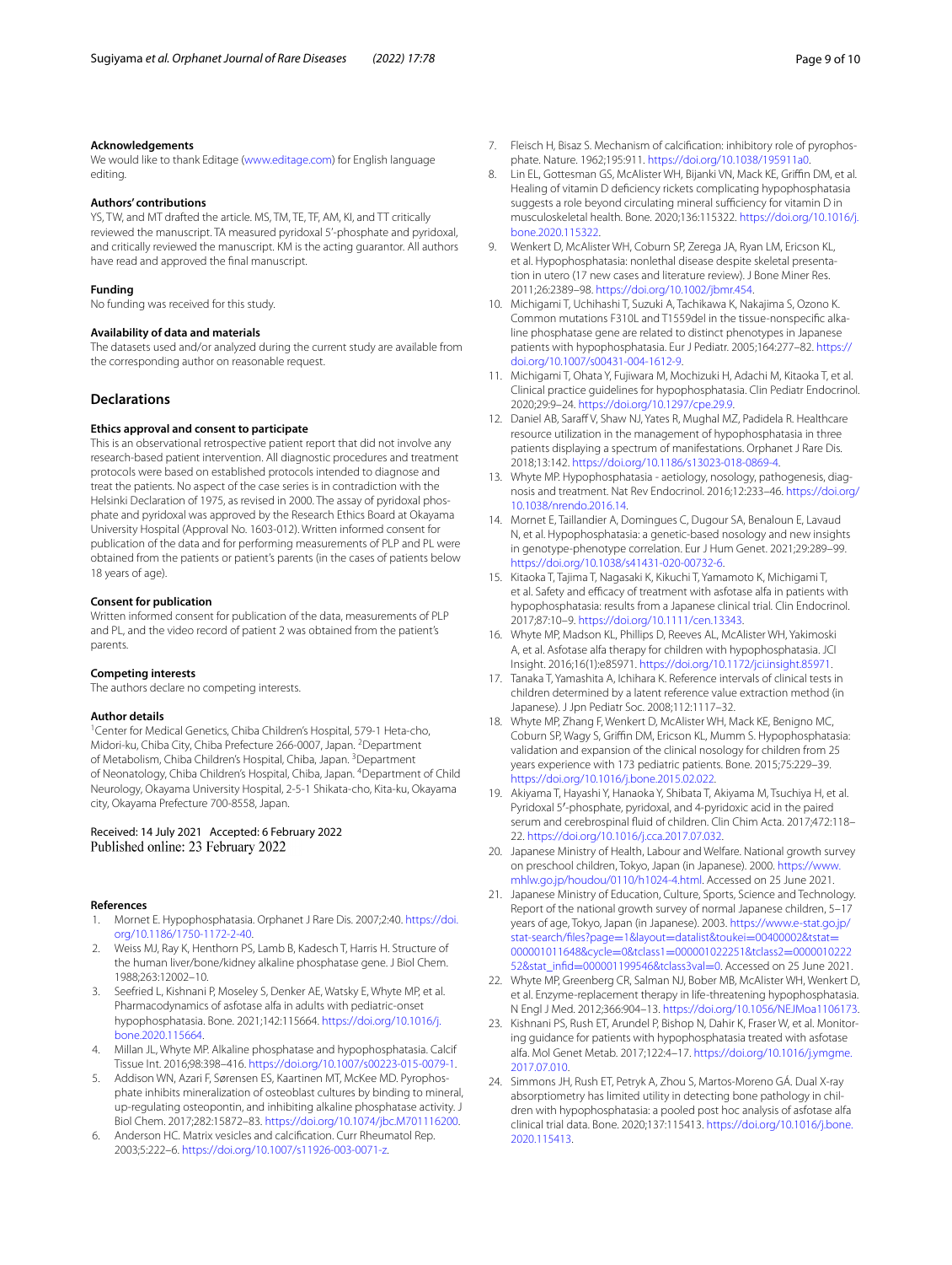### Acknowledgements

We would like to thank Editage (www.editage.com) for English language editing.

### Authors' contributions

YS, TW, and MT drafted the article. MS, TM, TE, TF, AM, KI, and TT critically reviewed the manuscript. TA measured pyridoxal 5′-phosphate and pyridoxal, and critically reviewed the manuscript. KM is the acting guarantor. All authors have read and approved the final manuscript.

### Funding

No funding was received for this study.

### Availability of data and materials

The datasets used and/or analyzed during the current study are available from the corresponding author on reasonable request.

## Declarations

### Ethics approval and consent to participate

This is an observational retrospective patient report that did not involve any research-based patient intervention. All diagnostic procedures and treatment protocols were based on established protocols intended to diagnose and treat the patients. No aspect of the case series is in contradiction with the Helsinki Declaration of 1975, as revised in 2000. The assay of pyridoxal phosphate and pyridoxal was approved by the Research Ethics Board at Okayama University Hospital (Approval No. 1603-012). Written informed consent for publication of the data and for performing measurements of PLP and PL were obtained from the patients or patient's parents (in the cases of patients below 18 years of age).

### Consent for publication

Written informed consent for publication of the data, measurements of PLP and PL, and the video record of patient 2 was obtained from the patient's parents.

### Competing interests

The authors declare no competing interests.

### Author details

[1]Center for Medical Genetics, Chiba Children's Hospital, 579-1 Heta-cho, Midori-ku, Chiba City, Chiba Prefecture 266-0007, Japan. [2]Department of Metabolism, Chiba Children's Hospital, Chiba, Japan. [3]Department of Neonatology, Chiba Children's Hospital, Chiba, Japan. [4]Department of Child Neurology, Okayama University Hospital, 2-5-1 Shikata-cho, Kita-ku, Okayama city, Okayama Prefecture 700-8558, Japan.

Received: 14 July 2021 Accepted: 6 February 2022
Published online: 23 February 2022

### References

1. Mornet E. Hypophosphatasia. Orphanet J Rare Dis. 2007;2:40. https://doi.org/10.1186/1750-1172-2-40.
2. Weiss MJ, Ray K, Henthorn PS, Lamb B, Kadesch T, Harris H. Structure of the human liver/bone/kidney alkaline phosphatase gene. J Biol Chem. 1988;263:12002–10.
3. Seefried L, Kishnani P, Moseley S, Denker AE, Watsky E, Whyte MP, et al. Pharmacodynamics of asfotase alfa in adults with pediatric-onset hypophosphatasia. Bone. 2021;142:115664. https://doi.org/10.1016/j.bone.2020.115664.
4. Millan JL, Whyte MP. Alkaline phosphatase and hypophosphatasia. Calcif Tissue Int. 2016;98:398–416. https://doi.org/10.1007/s00223-015-0079-1.
5. Addison WN, Azari F, Sørensen ES, Kaartinen MT, McKee MD. Pyrophosphate inhibits mineralization of osteoblast cultures by binding to mineral, up-regulating osteopontin, and inhibiting alkaline phosphatase activity. J Biol Chem. 2017;282:15872–83. https://doi.org/10.1074/jbc.M701116200.
6. Anderson HC. Matrix vesicles and calcification. Curr Rheumatol Rep. 2003;5:222–6. https://doi.org/10.1007/s11926-003-0071-z.
7. Fleisch H, Bisaz S. Mechanism of calcification: inhibitory role of pyrophosphate. Nature. 1962;195:911. https://doi.org/10.1038/195911a0.
8. Lin EL, Gottesman GS, McAlister WH, Bijanki VN, Mack KE, Griffin DM, et al. Healing of vitamin D deficiency rickets complicating hypophosphatasia suggests a role beyond circulating mineral sufficiency for vitamin D in musculoskeletal health. Bone. 2020;136:115322. https://doi.org/10.1016/j.bone.2020.115322.
9. Wenkert D, McAlister WH, Coburn SP, Zerega JA, Ryan LM, Ericson KL, et al. Hypophosphatasia: nonlethal disease despite skeletal presentation in utero (17 new cases and literature review). J Bone Miner Res. 2011;26:2389–98. https://doi.org/10.1002/jbmr.454.
10. Michigami T, Uchihashi T, Suzuki A, Tachikawa K, Nakajima S, Ozono K. Common mutations F310L and T1559del in the tissue-nonspecific alkaline phosphatase gene are related to distinct phenotypes in Japanese patients with hypophosphatasia. Eur J Pediatr. 2005;164:277–82. https://doi.org/10.1007/s00431-004-1612-9.
11. Michigami T, Ohata Y, Fujiwara M, Mochizuki H, Adachi M, Kitaoka T, et al. Clinical practice guidelines for hypophosphatasia. Clin Pediatr Endocrinol. 2020;29:9–24. https://doi.org/10.1297/cpe.29.9.
12. Daniel AB, Saraff V, Shaw NJ, Yates R, Mughal MZ, Padidela R. Healthcare resource utilization in the management of hypophosphatasia in three patients displaying a spectrum of manifestations. Orphanet J Rare Dis. 2018;13:142. https://doi.org/10.1186/s13023-018-0869-4.
13. Whyte MP. Hypophosphatasia - aetiology, nosology, pathogenesis, diagnosis and treatment. Nat Rev Endocrinol. 2016;12:233–46. https://doi.org/10.1038/nrendo.2016.14.
14. Mornet E, Taillandier A, Domingues C, Dugour SA, Benaloun E, Lavaud N, et al. Hypophosphatasia: a genetic-based nosology and new insights in genotype-phenotype correlation. Eur J Hum Genet. 2021;29:289–99. https://doi.org/10.1038/s41431-020-00732-6.
15. Kitaoka T, Tajima T, Nagasaki K, Kikuchi T, Yamamoto K, Michigami T, et al. Safety and efficacy of treatment with asfotase alfa in patients with hypophosphatasia: results from a Japanese clinical trial. Clin Endocrinol. 2017;87:10–9. https://doi.org/10.1111/cen.13343.
16. Whyte MP, Madson KL, Phillips D, Reeves AL, McAlister WH, Yakimoski A, et al. Asfotase alfa therapy for children with hypophosphatasia. JCI Insight. 2016;16(1):e85971. https://doi.org/10.1172/jci.insight.85971.
17. Tanaka T, Yamashita A, Ichihara K. Reference intervals of clinical tests in children determined by a latent reference value extraction method (in Japanese). J Jpn Pediatr Soc. 2008;112:1117–32.
18. Whyte MP, Zhang F, Wenkert D, McAlister WH, Mack KE, Benigno MC, Coburn SP, Wagy S, Griffin DM, Ericson KL, Mumm S. Hypophosphatasia: validation and expansion of the clinical nosology for children from 25 years experience with 173 pediatric patients. Bone. 2015;75:229–39. https://doi.org/10.1016/j.bone.2015.02.022.
19. Akiyama T, Hayashi Y, Hanaoka Y, Shibata T, Akiyama M, Tsuchiya H, et al. Pyridoxal 5′-phosphate, pyridoxal, and 4-pyridoxic acid in the paired serum and cerebrospinal fluid of children. Clin Chim Acta. 2017;472:118–22. https://doi.org/10.1016/j.cca.2017.07.032.
20. Japanese Ministry of Health, Labour and Welfare. National growth survey on preschool children, Tokyo, Japan (in Japanese). 2000. https://www.mhlw.go.jp/houdou/0110/h1024-4.html. Accessed on 25 June 2021.
21. Japanese Ministry of Education, Culture, Sports, Science and Technology. Report of the national growth survey of normal Japanese children, 5–17 years of age, Tokyo, Japan (in Japanese). 2003. https://www.e-stat.go.jp/stat-search/files?page=1&layout=datalist&toukei=00400002&tstat=000001011648&cycle=0&tclass1=000001022251&tclass2=000001022252&stat_infid=000001199546&tclass3val=0. Accessed on 25 June 2021.
22. Whyte MP, Greenberg CR, Salman NJ, Bober MB, McAlister WH, Wenkert D, et al. Enzyme-replacement therapy in life-threatening hypophosphatasia. N Engl J Med. 2012;366:904–13. https://doi.org/10.1056/NEJMoa1106173.
23. Kishnani PS, Rush ET, Arundel P, Bishop N, Dahir K, Fraser W, et al. Monitoring guidance for patients with hypophosphatasia treated with asfotase alfa. Mol Genet Metab. 2017;122:4–17. https://doi.org/10.1016/j.ymgme.2017.07.010.
24. Simmons JH, Rush ET, Petryk A, Zhou S, Martos-Moreno GÁ. Dual X-ray absorptiometry has limited utility in detecting bone pathology in children with hypophosphatasia: a pooled post hoc analysis of asfotase alfa clinical trial data. Bone. 2020;137:115413. https://doi.org/10.1016/j.bone.2020.115413.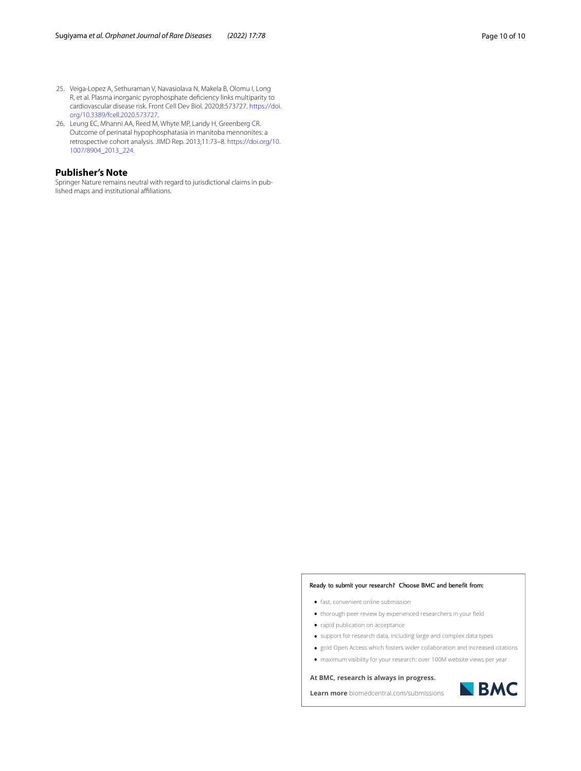25. Veiga-Lopez A, Sethuraman V, Navasiolava N, Makela B, Olomu I, Long R, et al. Plasma inorganic pyrophosphate deficiency links multiparity to cardiovascular disease risk. Front Cell Dev Biol. 2020;8:573727. https://doi.org/10.3389/fcell.2020.573727.
26. Leung EC, Mhanni AA, Reed M, Whyte MP, Landy H, Greenberg CR. Outcome of perinatal hypophosphatasia in manitoba mennonites: a retrospective cohort analysis. JIMD Rep. 2013;11:73–8. https://doi.org/10.1007/8904_2013_224.

## Publisher's Note

Springer Nature remains neutral with regard to jurisdictional claims in published maps and institutional affiliations.

Ready to submit your research? Choose BMC and benefit from:

- fast, convenient online submission
- thorough peer review by experienced researchers in your field
- rapid publication on acceptance
- support for research data, including large and complex data types
- gold Open Access which fosters wider collaboration and increased citations
- maximum visibility for your research: over 100M website views per year

**At BMC, research is always in progress.**

**Learn more** biomedcentral.com/submissions

BMC